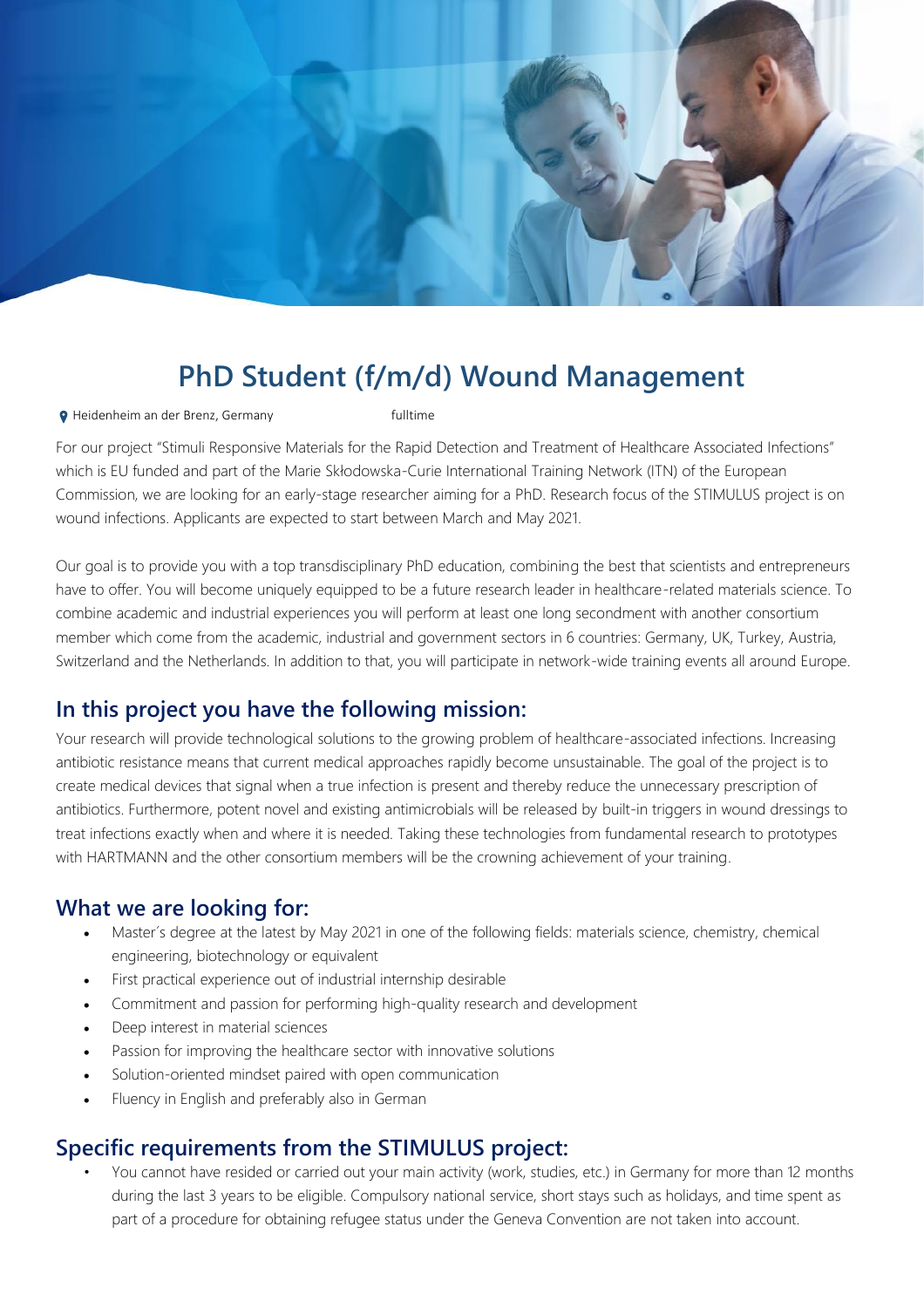# PhD Student (f/m/d) Wound Management

Heidenheim an der Brenz, Germany fulltime

For our project "Stimuli Responsive Materials for the Rapid Detection and Treatment of Healthcare Associated Infections" which is EU funded and part of the Marie Skłodowska-Curie International Training Network (ITN) of the European Commission, we are looking for an early-stage researcher aiming for a PhD. Research focus of the STIMULUS project is on wound infections. Applicants are expected to start between March and May 2021.

Our goal is to provide you with a top transdisciplinary PhD education, combining the best that scientists and entrepreneurs have to offer. You will become uniquely equipped to be a future research leader in healthcare-related materials science. To combine academic and industrial experiences you will perform at least one long secondment with another consortium member which come from the academic, industrial and government sectors in 6 countries: Germany, UK, Turkey, Austria, Switzerland and the Netherlands. In addition to that, you will participate in network-wide training events all around Europe.

## In this project you have the following mission:

Your research will provide technological solutions to the growing problem of healthcare-associated infections. Increasing antibiotic resistance means that current medical approaches rapidly become unsustainable. The goal of the project is to create medical devices that signal when a true infection is present and thereby reduce the unnecessary prescription of antibiotics. Furthermore, potent novel and existing antimicrobials will be released by built-in triggers in wound dressings to treat infections exactly when and where it is needed. Taking these technologies from fundamental research to prototypes with HARTMANN and the other consortium members will be the crowning achievement of your training.

## What we are looking for:

- Master´s degree at the latest by May 2021 in one of the following fields: materials science, chemistry, chemical engineering, biotechnology or equivalent
- First practical experience out of industrial internship desirable
- Commitment and passion for performing high-quality research and development
- Deep interest in material sciences
- Passion for improving the healthcare sector with innovative solutions
- Solution-oriented mindset paired with open communication
- Fluency in English and preferably also in German

## Specific requirements from the STIMULUS project:

- You cannot have resided or carried out your main activity (work, studies, etc.) in Germany for more than 12 months during the last 3 years to be eligible. Compulsory national service, short stays such as holidays, and time spent as part of a procedure for obtaining refugee status under the Geneva Convention are not taken into account.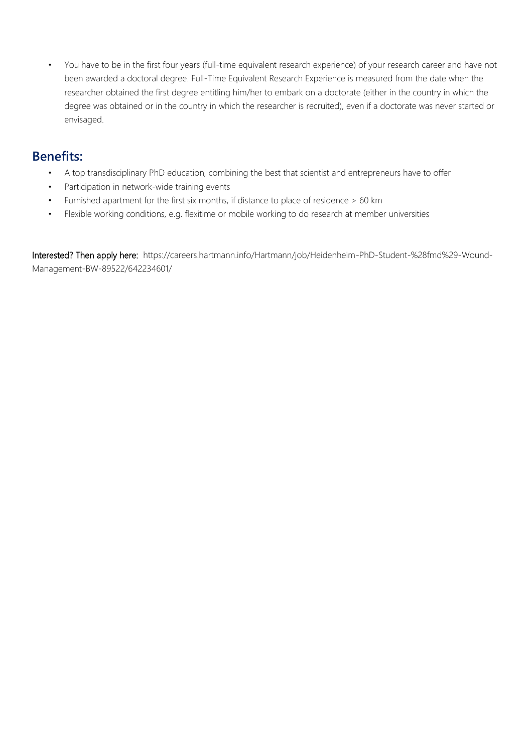- You have to be in the first four years (full-time equivalent research experience) of your research career and have not been awarded a doctoral degree. Full-Time Equivalent Research Experience is measured from the date when the researcher obtained the first degree entitling him/her to embark on a doctorate (either in the country in which the degree was obtained or in the country in which the researcher is recruited), even if a doctorate was never started or envisaged.

## Benefits:

- A top transdisciplinary PhD education, combining the best that scientist and entrepreneurs have to offer
- Participation in network-wide training events
- Furnished apartment for the first six months, if distance to place of residence > 60 km
- Flexible working conditions, e.g. flexitime or mobile working to do research at member universities

Interested? Then apply here: https://careers.hartmann.info/Hartmann/job/Heidenheim-PhD-Student-%28fmd%29-Wound-Management-BW-89522/642234601/